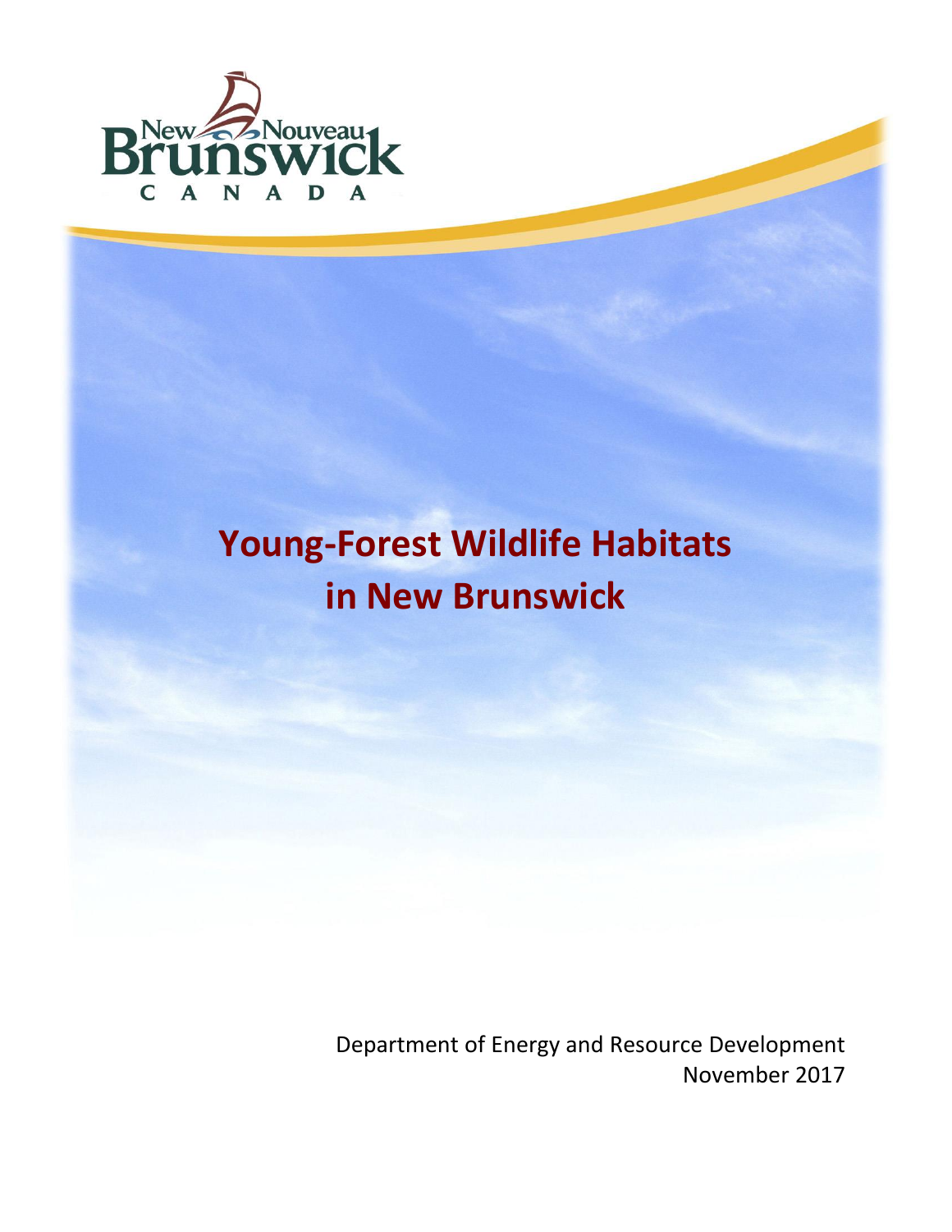New Brunswick / Nouveau-Brunswick CANADA

# Young-Forest Wildlife Habitats in New Brunswick

Department of Energy and Resource Development
November 2017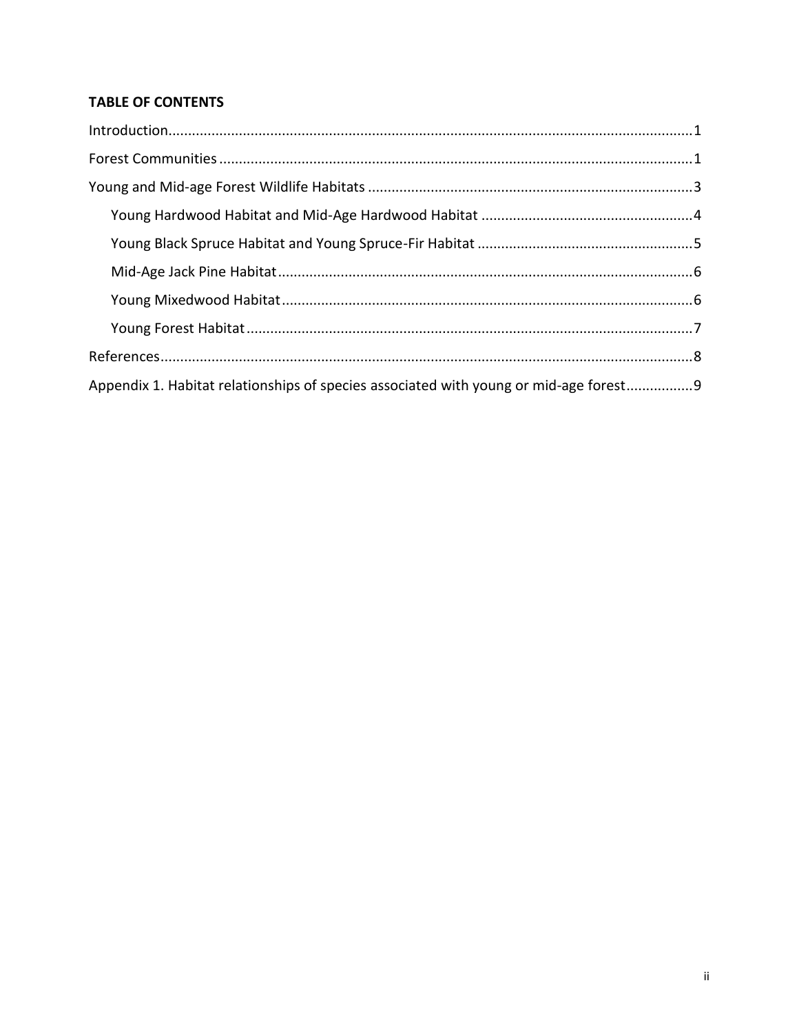**TABLE OF CONTENTS**

Introduction....................................................................................................................................1

Forest Communities........................................................................................................................1

Young and Mid-age Forest Wildlife Habitats..................................................................................3

- Young Hardwood Habitat and Mid-Age Hardwood Habitat......................................................4
- Young Black Spruce Habitat and Young Spruce-Fir Habitat......................................................5
- Mid-Age Jack Pine Habitat.........................................................................................................6
- Young Mixedwood Habitat.........................................................................................................6
- Young Forest Habitat..................................................................................................................7

References.......................................................................................................................................8

Appendix 1. Habitat relationships of species associated with young or mid-age forest................9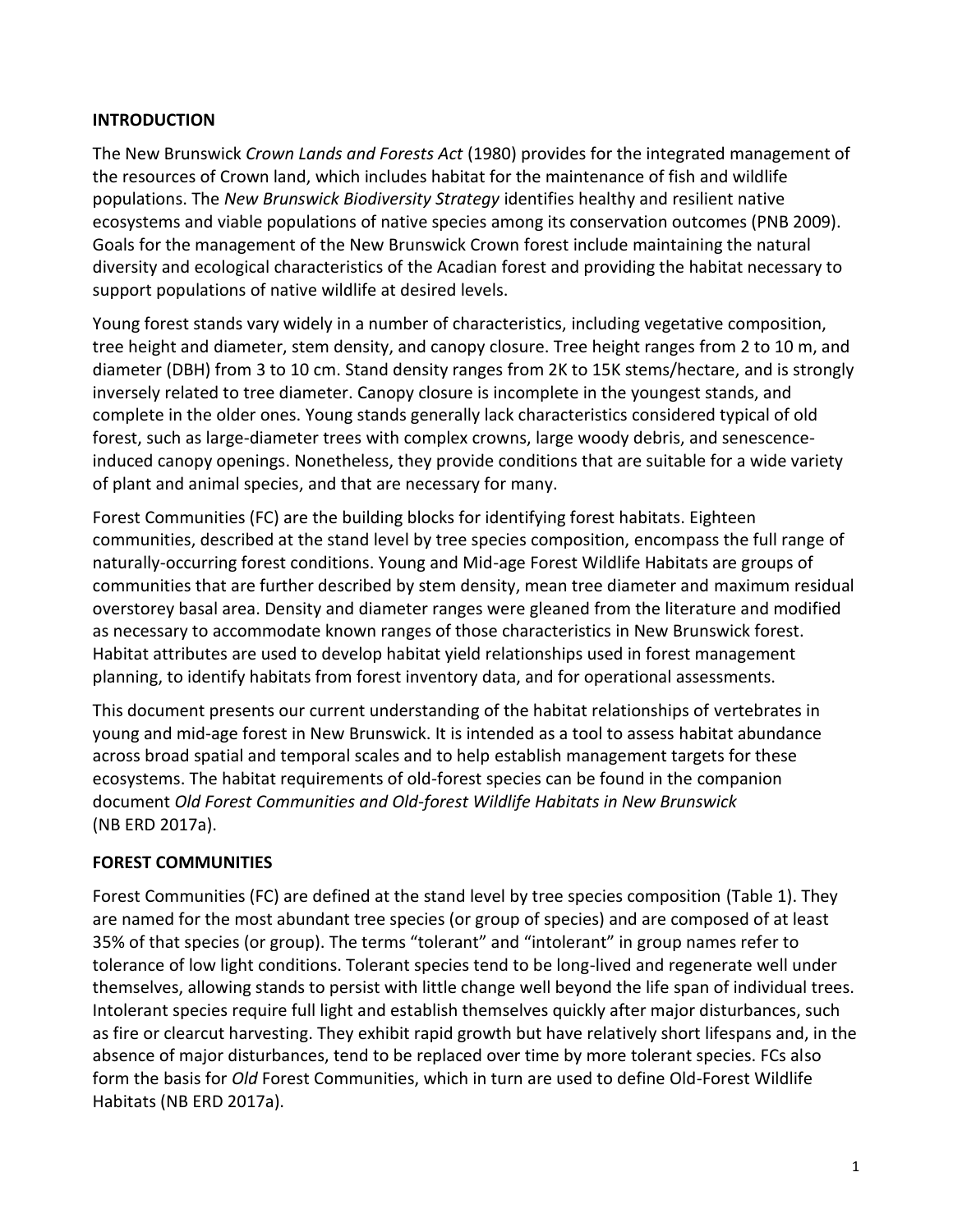## INTRODUCTION

The New Brunswick *Crown Lands and Forests Act* (1980) provides for the integrated management of the resources of Crown land, which includes habitat for the maintenance of fish and wildlife populations. The *New Brunswick Biodiversity Strategy* identifies healthy and resilient native ecosystems and viable populations of native species among its conservation outcomes (PNB 2009). Goals for the management of the New Brunswick Crown forest include maintaining the natural diversity and ecological characteristics of the Acadian forest and providing the habitat necessary to support populations of native wildlife at desired levels.

Young forest stands vary widely in a number of characteristics, including vegetative composition, tree height and diameter, stem density, and canopy closure. Tree height ranges from 2 to 10 m, and diameter (DBH) from 3 to 10 cm. Stand density ranges from 2K to 15K stems/hectare, and is strongly inversely related to tree diameter. Canopy closure is incomplete in the youngest stands, and complete in the older ones. Young stands generally lack characteristics considered typical of old forest, such as large-diameter trees with complex crowns, large woody debris, and senescence-induced canopy openings. Nonetheless, they provide conditions that are suitable for a wide variety of plant and animal species, and that are necessary for many.

Forest Communities (FC) are the building blocks for identifying forest habitats. Eighteen communities, described at the stand level by tree species composition, encompass the full range of naturally-occurring forest conditions. Young and Mid-age Forest Wildlife Habitats are groups of communities that are further described by stem density, mean tree diameter and maximum residual overstorey basal area. Density and diameter ranges were gleaned from the literature and modified as necessary to accommodate known ranges of those characteristics in New Brunswick forest. Habitat attributes are used to develop habitat yield relationships used in forest management planning, to identify habitats from forest inventory data, and for operational assessments.

This document presents our current understanding of the habitat relationships of vertebrates in young and mid-age forest in New Brunswick. It is intended as a tool to assess habitat abundance across broad spatial and temporal scales and to help establish management targets for these ecosystems. The habitat requirements of old-forest species can be found in the companion document *Old Forest Communities and Old-forest Wildlife Habitats in New Brunswick* (NB ERD 2017a).

## FOREST COMMUNITIES

Forest Communities (FC) are defined at the stand level by tree species composition (Table 1). They are named for the most abundant tree species (or group of species) and are composed of at least 35% of that species (or group). The terms "tolerant" and "intolerant" in group names refer to tolerance of low light conditions. Tolerant species tend to be long-lived and regenerate well under themselves, allowing stands to persist with little change well beyond the life span of individual trees. Intolerant species require full light and establish themselves quickly after major disturbances, such as fire or clearcut harvesting. They exhibit rapid growth but have relatively short lifespans and, in the absence of major disturbances, tend to be replaced over time by more tolerant species. FCs also form the basis for *Old* Forest Communities, which in turn are used to define Old-Forest Wildlife Habitats (NB ERD 2017a).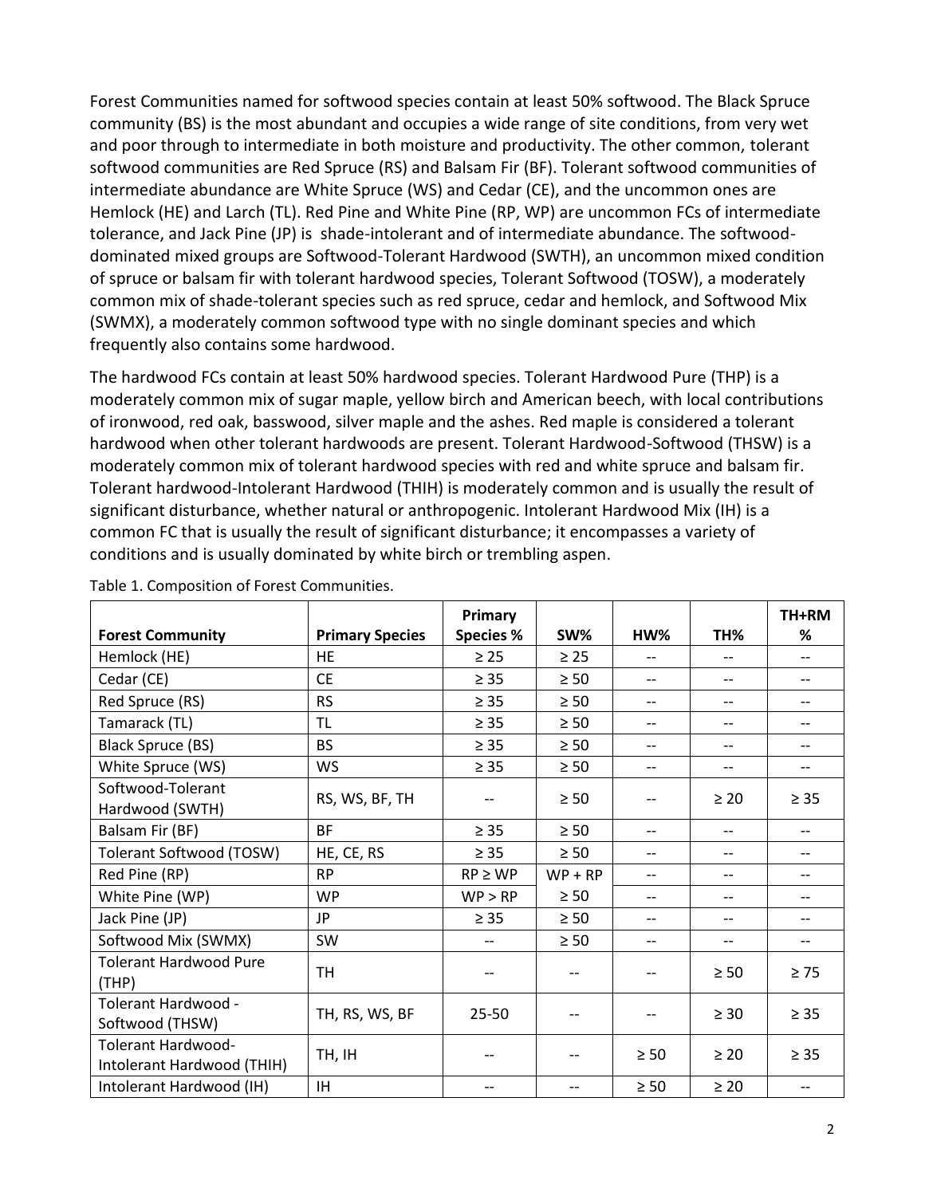Forest Communities named for softwood species contain at least 50% softwood. The Black Spruce community (BS) is the most abundant and occupies a wide range of site conditions, from very wet and poor through to intermediate in both moisture and productivity. The other common, tolerant softwood communities are Red Spruce (RS) and Balsam Fir (BF). Tolerant softwood communities of intermediate abundance are White Spruce (WS) and Cedar (CE), and the uncommon ones are Hemlock (HE) and Larch (TL). Red Pine and White Pine (RP, WP) are uncommon FCs of intermediate tolerance, and Jack Pine (JP) is shade-intolerant and of intermediate abundance. The softwood-dominated mixed groups are Softwood-Tolerant Hardwood (SWTH), an uncommon mixed condition of spruce or balsam fir with tolerant hardwood species, Tolerant Softwood (TOSW), a moderately common mix of shade-tolerant species such as red spruce, cedar and hemlock, and Softwood Mix (SWMX), a moderately common softwood type with no single dominant species and which frequently also contains some hardwood.

The hardwood FCs contain at least 50% hardwood species. Tolerant Hardwood Pure (THP) is a moderately common mix of sugar maple, yellow birch and American beech, with local contributions of ironwood, red oak, basswood, silver maple and the ashes. Red maple is considered a tolerant hardwood when other tolerant hardwoods are present. Tolerant Hardwood-Softwood (THSW) is a moderately common mix of tolerant hardwood species with red and white spruce and balsam fir. Tolerant hardwood-Intolerant Hardwood (THIH) is moderately common and is usually the result of significant disturbance, whether natural or anthropogenic. Intolerant Hardwood Mix (IH) is a common FC that is usually the result of significant disturbance; it encompasses a variety of conditions and is usually dominated by white birch or trembling aspen.

Table 1. Composition of Forest Communities.

| Forest Community | Primary Species | Primary Species % | SW% | HW% | TH% | TH+RM % |
|---|---|---|---|---|---|---|
| Hemlock (HE) | HE | ≥ 25 | ≥ 25 | -- | -- | -- |
| Cedar (CE) | CE | ≥ 35 | ≥ 50 | -- | -- | -- |
| Red Spruce (RS) | RS | ≥ 35 | ≥ 50 | -- | -- | -- |
| Tamarack (TL) | TL | ≥ 35 | ≥ 50 | -- | -- | -- |
| Black Spruce (BS) | BS | ≥ 35 | ≥ 50 | -- | -- | -- |
| White Spruce (WS) | WS | ≥ 35 | ≥ 50 | -- | -- | -- |
| Softwood-Tolerant Hardwood (SWTH) | RS, WS, BF, TH | -- | ≥ 50 | -- | ≥ 20 | ≥ 35 |
| Balsam Fir (BF) | BF | ≥ 35 | ≥ 50 | -- | -- | -- |
| Tolerant Softwood (TOSW) | HE, CE, RS | ≥ 35 | ≥ 50 | -- | -- | -- |
| Red Pine (RP) | RP | RP ≥ WP | WP + RP ≥ 50 | -- | -- | -- |
| White Pine (WP) | WP | WP > RP | | -- | -- | -- |
| Jack Pine (JP) | JP | ≥ 35 | ≥ 50 | -- | -- | -- |
| Softwood Mix (SWMX) | SW | -- | ≥ 50 | -- | -- | -- |
| Tolerant Hardwood Pure (THP) | TH | -- | -- | -- | ≥ 50 | ≥ 75 |
| Tolerant Hardwood - Softwood (THSW) | TH, RS, WS, BF | 25-50 | -- | -- | ≥ 30 | ≥ 35 |
| Tolerant Hardwood-Intolerant Hardwood (THIH) | TH, IH | -- | -- | ≥ 50 | ≥ 20 | ≥ 35 |
| Intolerant Hardwood (IH) | IH | -- | -- | ≥ 50 | ≥ 20 | -- |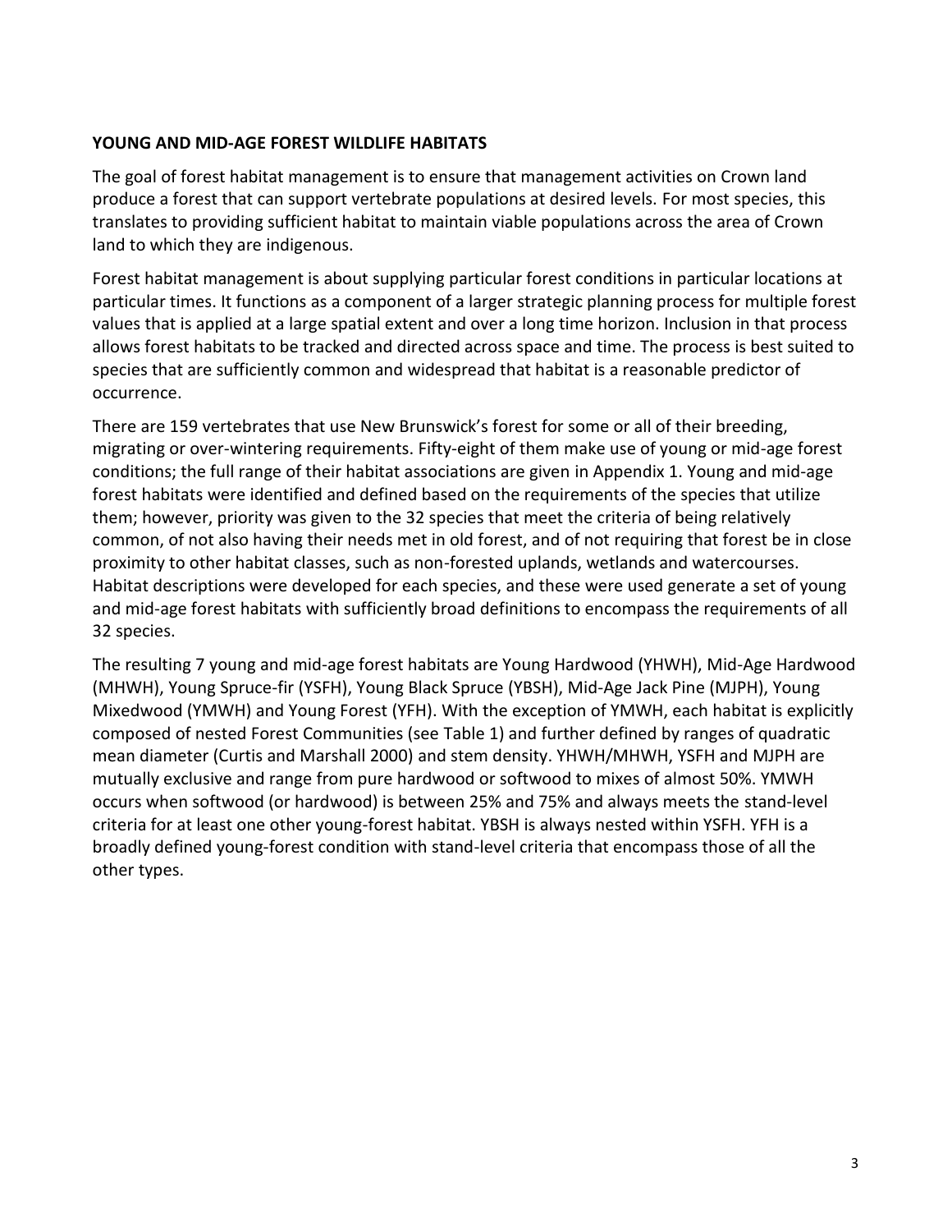## YOUNG AND MID-AGE FOREST WILDLIFE HABITATS

The goal of forest habitat management is to ensure that management activities on Crown land produce a forest that can support vertebrate populations at desired levels. For most species, this translates to providing sufficient habitat to maintain viable populations across the area of Crown land to which they are indigenous.

Forest habitat management is about supplying particular forest conditions in particular locations at particular times. It functions as a component of a larger strategic planning process for multiple forest values that is applied at a large spatial extent and over a long time horizon. Inclusion in that process allows forest habitats to be tracked and directed across space and time. The process is best suited to species that are sufficiently common and widespread that habitat is a reasonable predictor of occurrence.

There are 159 vertebrates that use New Brunswick's forest for some or all of their breeding, migrating or over-wintering requirements. Fifty-eight of them make use of young or mid-age forest conditions; the full range of their habitat associations are given in Appendix 1. Young and mid-age forest habitats were identified and defined based on the requirements of the species that utilize them; however, priority was given to the 32 species that meet the criteria of being relatively common, of not also having their needs met in old forest, and of not requiring that forest be in close proximity to other habitat classes, such as non-forested uplands, wetlands and watercourses. Habitat descriptions were developed for each species, and these were used generate a set of young and mid-age forest habitats with sufficiently broad definitions to encompass the requirements of all 32 species.

The resulting 7 young and mid-age forest habitats are Young Hardwood (YHWH), Mid-Age Hardwood (MHWH), Young Spruce-fir (YSFH), Young Black Spruce (YBSH), Mid-Age Jack Pine (MJPH), Young Mixedwood (YMWH) and Young Forest (YFH). With the exception of YMWH, each habitat is explicitly composed of nested Forest Communities (see Table 1) and further defined by ranges of quadratic mean diameter (Curtis and Marshall 2000) and stem density. YHWH/MHWH, YSFH and MJPH are mutually exclusive and range from pure hardwood or softwood to mixes of almost 50%. YMWH occurs when softwood (or hardwood) is between 25% and 75% and always meets the stand-level criteria for at least one other young-forest habitat. YBSH is always nested within YSFH. YFH is a broadly defined young-forest condition with stand-level criteria that encompass those of all the other types.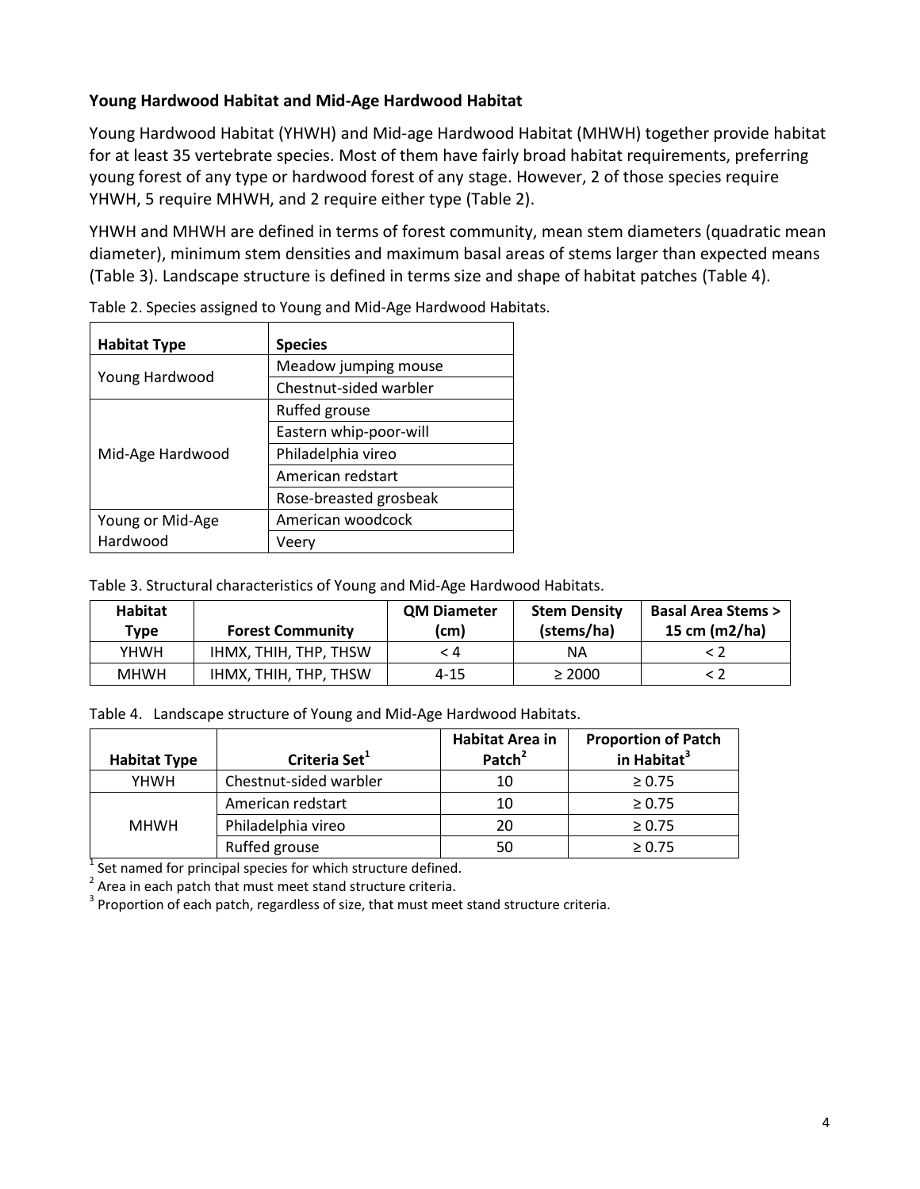### Young Hardwood Habitat and Mid-Age Hardwood Habitat

Young Hardwood Habitat (YHWH) and Mid-age Hardwood Habitat (MHWH) together provide habitat for at least 35 vertebrate species. Most of them have fairly broad habitat requirements, preferring young forest of any type or hardwood forest of any stage. However, 2 of those species require YHWH, 5 require MHWH, and 2 require either type (Table 2).

YHWH and MHWH are defined in terms of forest community, mean stem diameters (quadratic mean diameter), minimum stem densities and maximum basal areas of stems larger than expected means (Table 3). Landscape structure is defined in terms size and shape of habitat patches (Table 4).

Table 2. Species assigned to Young and Mid-Age Hardwood Habitats.

| Habitat Type | Species |
|---|---|
| Young Hardwood | Meadow jumping mouse |
| | Chestnut-sided warbler |
| Mid-Age Hardwood | Ruffed grouse |
| | Eastern whip-poor-will |
| | Philadelphia vireo |
| | American redstart |
| | Rose-breasted grosbeak |
| Young or Mid-Age Hardwood | American woodcock |
| | Veery |

Table 3. Structural characteristics of Young and Mid-Age Hardwood Habitats.

| Habitat Type | Forest Community | QM Diameter (cm) | Stem Density (stems/ha) | Basal Area Stems > 15 cm (m2/ha) |
|---|---|---|---|---|
| YHWH | IHMX, THIH, THP, THSW | < 4 | NA | < 2 |
| MHWH | IHMX, THIH, THP, THSW | 4-15 | ≥ 2000 | < 2 |

Table 4. Landscape structure of Young and Mid-Age Hardwood Habitats.

| Habitat Type | Criteria Set[1] | Habitat Area in Patch[2] | Proportion of Patch in Habitat[3] |
|---|---|---|---|
| YHWH | Chestnut-sided warbler | 10 | ≥ 0.75 |
| MHWH | American redstart | 10 | ≥ 0.75 |
| | Philadelphia vireo | 20 | ≥ 0.75 |
| | Ruffed grouse | 50 | ≥ 0.75 |

[1] Set named for principal species for which structure defined.
[2] Area in each patch that must meet stand structure criteria.
[3] Proportion of each patch, regardless of size, that must meet stand structure criteria.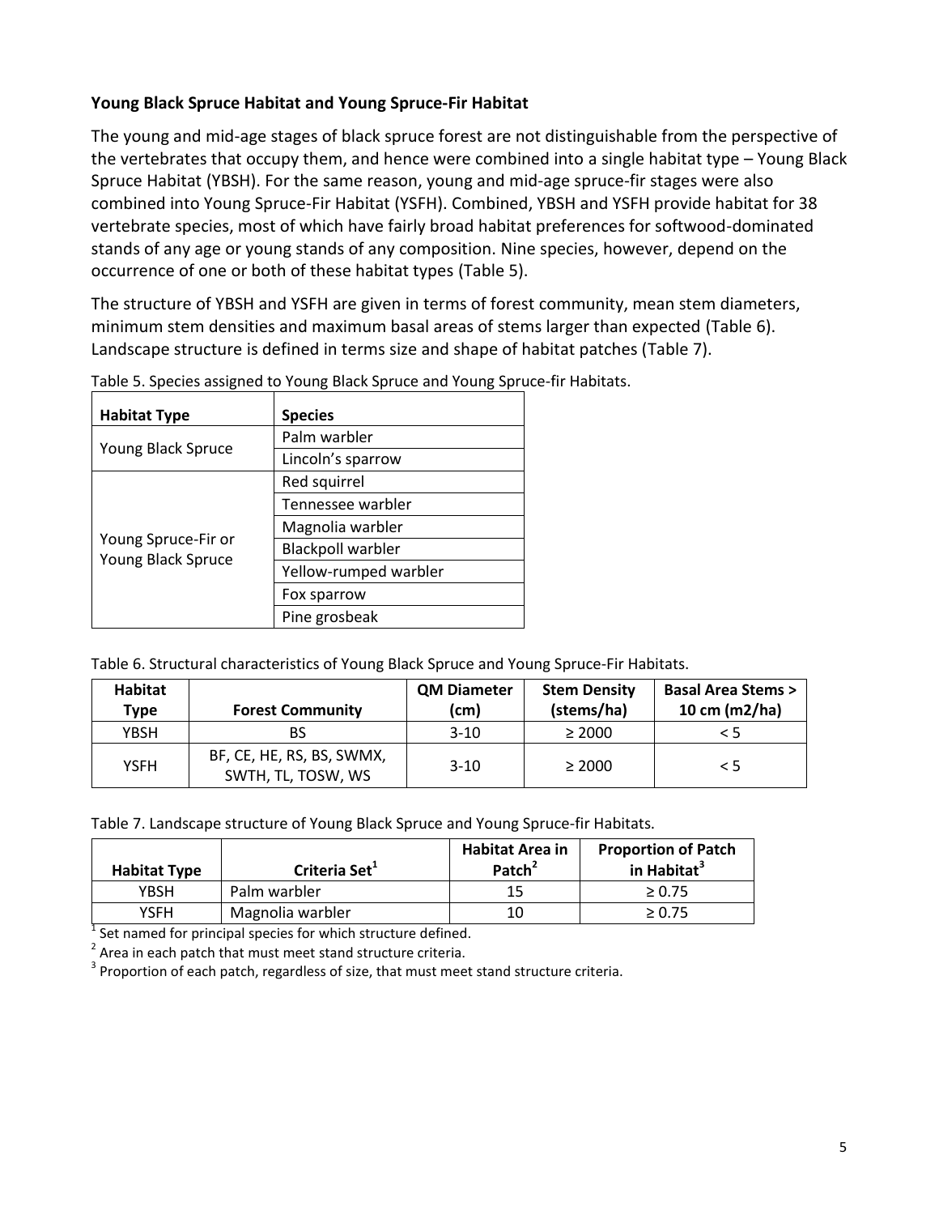### Young Black Spruce Habitat and Young Spruce-Fir Habitat

The young and mid-age stages of black spruce forest are not distinguishable from the perspective of the vertebrates that occupy them, and hence were combined into a single habitat type – Young Black Spruce Habitat (YBSH). For the same reason, young and mid-age spruce-fir stages were also combined into Young Spruce-Fir Habitat (YSFH). Combined, YBSH and YSFH provide habitat for 38 vertebrate species, most of which have fairly broad habitat preferences for softwood-dominated stands of any age or young stands of any composition. Nine species, however, depend on the occurrence of one or both of these habitat types (Table 5).

The structure of YBSH and YSFH are given in terms of forest community, mean stem diameters, minimum stem densities and maximum basal areas of stems larger than expected (Table 6). Landscape structure is defined in terms size and shape of habitat patches (Table 7).

Table 5. Species assigned to Young Black Spruce and Young Spruce-fir Habitats.

| Habitat Type | Species |
|---|---|
| Young Black Spruce | Palm warbler |
| | Lincoln's sparrow |
| Young Spruce-Fir or Young Black Spruce | Red squirrel |
| | Tennessee warbler |
| | Magnolia warbler |
| | Blackpoll warbler |
| | Yellow-rumped warbler |
| | Fox sparrow |
| | Pine grosbeak |

Table 6. Structural characteristics of Young Black Spruce and Young Spruce-Fir Habitats.

| Habitat Type | Forest Community | QM Diameter (cm) | Stem Density (stems/ha) | Basal Area Stems > 10 cm (m2/ha) |
|---|---|---|---|---|
| YBSH | BS | 3-10 | ≥ 2000 | < 5 |
| YSFH | BF, CE, HE, RS, BS, SWMX, SWTH, TL, TOSW, WS | 3-10 | ≥ 2000 | < 5 |

Table 7. Landscape structure of Young Black Spruce and Young Spruce-fir Habitats.

| Habitat Type | Criteria Set[1] | Habitat Area in Patch[2] | Proportion of Patch in Habitat[3] |
|---|---|---|---|
| YBSH | Palm warbler | 15 | ≥ 0.75 |
| YSFH | Magnolia warbler | 10 | ≥ 0.75 |

[1] Set named for principal species for which structure defined.
[2] Area in each patch that must meet stand structure criteria.
[3] Proportion of each patch, regardless of size, that must meet stand structure criteria.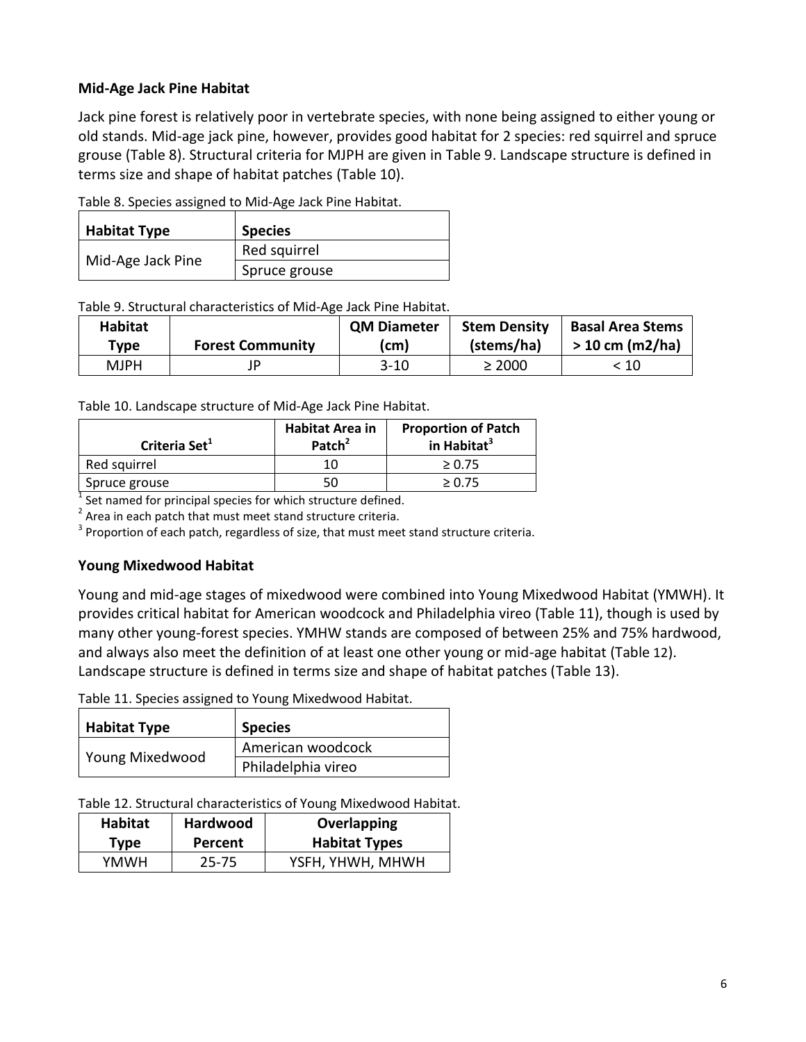### Mid-Age Jack Pine Habitat

Jack pine forest is relatively poor in vertebrate species, with none being assigned to either young or old stands. Mid-age jack pine, however, provides good habitat for 2 species: red squirrel and spruce grouse (Table 8). Structural criteria for MJPH are given in Table 9. Landscape structure is defined in terms size and shape of habitat patches (Table 10).

Table 8. Species assigned to Mid-Age Jack Pine Habitat.

| Habitat Type | Species |
|---|---|
| Mid-Age Jack Pine | Red squirrel |
| | Spruce grouse |

Table 9. Structural characteristics of Mid-Age Jack Pine Habitat.

| Habitat Type | Forest Community | QM Diameter (cm) | Stem Density (stems/ha) | Basal Area Stems > 10 cm (m2/ha) |
|---|---|---|---|---|
| MJPH | JP | 3-10 | ≥ 2000 | < 10 |

Table 10. Landscape structure of Mid-Age Jack Pine Habitat.

| Criteria Set[1] | Habitat Area in Patch[2] | Proportion of Patch in Habitat[3] |
|---|---|---|
| Red squirrel | 10 | ≥ 0.75 |
| Spruce grouse | 50 | ≥ 0.75 |

[1] Set named for principal species for which structure defined.
[2] Area in each patch that must meet stand structure criteria.
[3] Proportion of each patch, regardless of size, that must meet stand structure criteria.

### Young Mixedwood Habitat

Young and mid-age stages of mixedwood were combined into Young Mixedwood Habitat (YMWH). It provides critical habitat for American woodcock and Philadelphia vireo (Table 11), though is used by many other young-forest species. YMHW stands are composed of between 25% and 75% hardwood, and always also meet the definition of at least one other young or mid-age habitat (Table 12). Landscape structure is defined in terms size and shape of habitat patches (Table 13).

Table 11. Species assigned to Young Mixedwood Habitat.

| Habitat Type | Species |
|---|---|
| Young Mixedwood | American woodcock |
| | Philadelphia vireo |

Table 12. Structural characteristics of Young Mixedwood Habitat.

| Habitat Type | Hardwood Percent | Overlapping Habitat Types |
|---|---|---|
| YMWH | 25-75 | YSFH, YHWH, MHWH |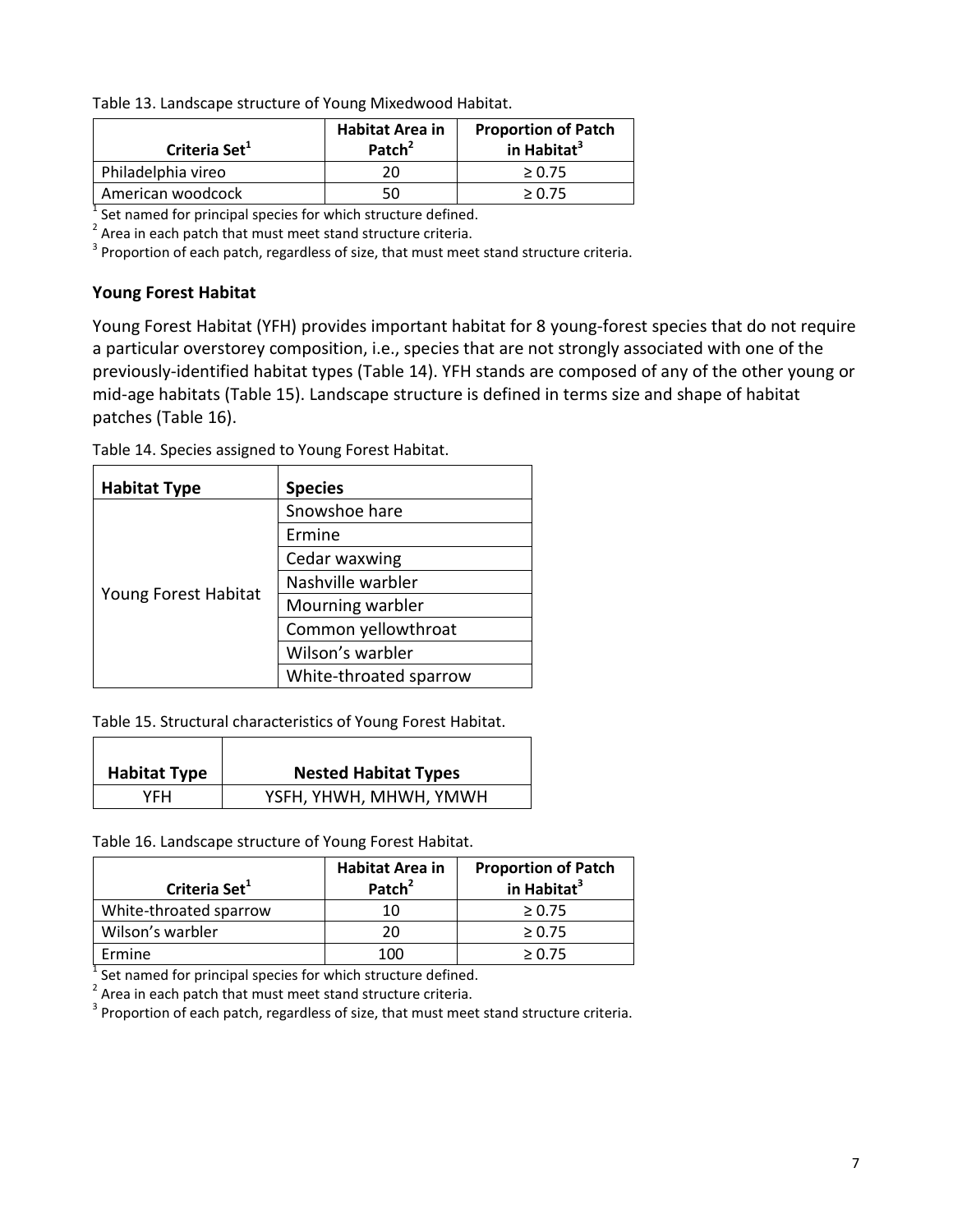Table 13. Landscape structure of Young Mixedwood Habitat.

| Criteria Set[1] | Habitat Area in Patch[2] | Proportion of Patch in Habitat[3] |
|---|---|---|
| Philadelphia vireo | 20 | ≥ 0.75 |
| American woodcock | 50 | ≥ 0.75 |

[1] Set named for principal species for which structure defined.
[2] Area in each patch that must meet stand structure criteria.
[3] Proportion of each patch, regardless of size, that must meet stand structure criteria.

### Young Forest Habitat

Young Forest Habitat (YFH) provides important habitat for 8 young-forest species that do not require a particular overstorey composition, i.e., species that are not strongly associated with one of the previously-identified habitat types (Table 14). YFH stands are composed of any of the other young or mid-age habitats (Table 15). Landscape structure is defined in terms size and shape of habitat patches (Table 16).

Table 14. Species assigned to Young Forest Habitat.

| Habitat Type | Species |
|---|---|
| Young Forest Habitat | Snowshoe hare |
| | Ermine |
| | Cedar waxwing |
| | Nashville warbler |
| | Mourning warbler |
| | Common yellowthroat |
| | Wilson's warbler |
| | White-throated sparrow |

Table 15. Structural characteristics of Young Forest Habitat.

| Habitat Type | Nested Habitat Types |
|---|---|
| YFH | YSFH, YHWH, MHWH, YMWH |

Table 16. Landscape structure of Young Forest Habitat.

| Criteria Set[1] | Habitat Area in Patch[2] | Proportion of Patch in Habitat[3] |
|---|---|---|
| White-throated sparrow | 10 | ≥ 0.75 |
| Wilson's warbler | 20 | ≥ 0.75 |
| Ermine | 100 | ≥ 0.75 |

[1] Set named for principal species for which structure defined.
[2] Area in each patch that must meet stand structure criteria.
[3] Proportion of each patch, regardless of size, that must meet stand structure criteria.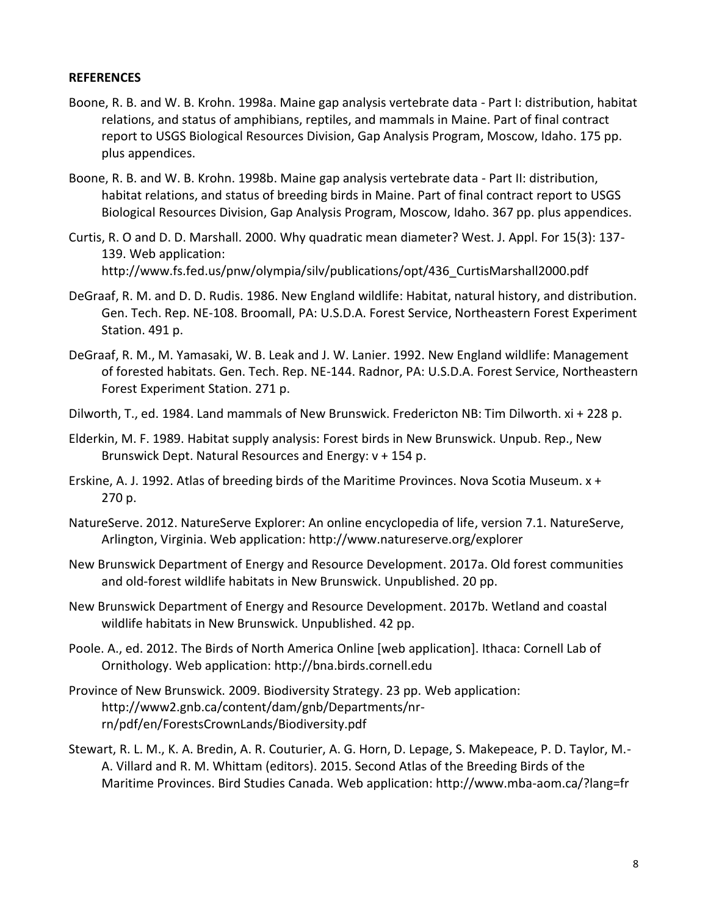**REFERENCES**

Boone, R. B. and W. B. Krohn. 1998a. Maine gap analysis vertebrate data - Part I: distribution, habitat relations, and status of amphibians, reptiles, and mammals in Maine. Part of final contract report to USGS Biological Resources Division, Gap Analysis Program, Moscow, Idaho. 175 pp. plus appendices.

Boone, R. B. and W. B. Krohn. 1998b. Maine gap analysis vertebrate data - Part II: distribution, habitat relations, and status of breeding birds in Maine. Part of final contract report to USGS Biological Resources Division, Gap Analysis Program, Moscow, Idaho. 367 pp. plus appendices.

Curtis, R. O and D. D. Marshall. 2000. Why quadratic mean diameter? West. J. Appl. For 15(3): 137-139. Web application: http://www.fs.fed.us/pnw/olympia/silv/publications/opt/436_CurtisMarshall2000.pdf

DeGraaf, R. M. and D. D. Rudis. 1986. New England wildlife: Habitat, natural history, and distribution. Gen. Tech. Rep. NE-108. Broomall, PA: U.S.D.A. Forest Service, Northeastern Forest Experiment Station. 491 p.

DeGraaf, R. M., M. Yamasaki, W. B. Leak and J. W. Lanier. 1992. New England wildlife: Management of forested habitats. Gen. Tech. Rep. NE-144. Radnor, PA: U.S.D.A. Forest Service, Northeastern Forest Experiment Station. 271 p.

Dilworth, T., ed. 1984. Land mammals of New Brunswick. Fredericton NB: Tim Dilworth. xi + 228 p.

Elderkin, M. F. 1989. Habitat supply analysis: Forest birds in New Brunswick. Unpub. Rep., New Brunswick Dept. Natural Resources and Energy: v + 154 p.

Erskine, A. J. 1992. Atlas of breeding birds of the Maritime Provinces. Nova Scotia Museum. x + 270 p.

NatureServe. 2012. NatureServe Explorer: An online encyclopedia of life, version 7.1. NatureServe, Arlington, Virginia. Web application: http://www.natureserve.org/explorer

New Brunswick Department of Energy and Resource Development. 2017a. Old forest communities and old-forest wildlife habitats in New Brunswick. Unpublished. 20 pp.

New Brunswick Department of Energy and Resource Development. 2017b. Wetland and coastal wildlife habitats in New Brunswick. Unpublished. 42 pp.

Poole. A., ed. 2012. The Birds of North America Online [web application]. Ithaca: Cornell Lab of Ornithology. Web application: http://bna.birds.cornell.edu

Province of New Brunswick. 2009. Biodiversity Strategy. 23 pp. Web application: http://www2.gnb.ca/content/dam/gnb/Departments/nr-rn/pdf/en/ForestsCrownLands/Biodiversity.pdf

Stewart, R. L. M., K. A. Bredin, A. R. Couturier, A. G. Horn, D. Lepage, S. Makepeace, P. D. Taylor, M.-A. Villard and R. M. Whittam (editors). 2015. Second Atlas of the Breeding Birds of the Maritime Provinces. Bird Studies Canada. Web application: http://www.mba-aom.ca/?lang=fr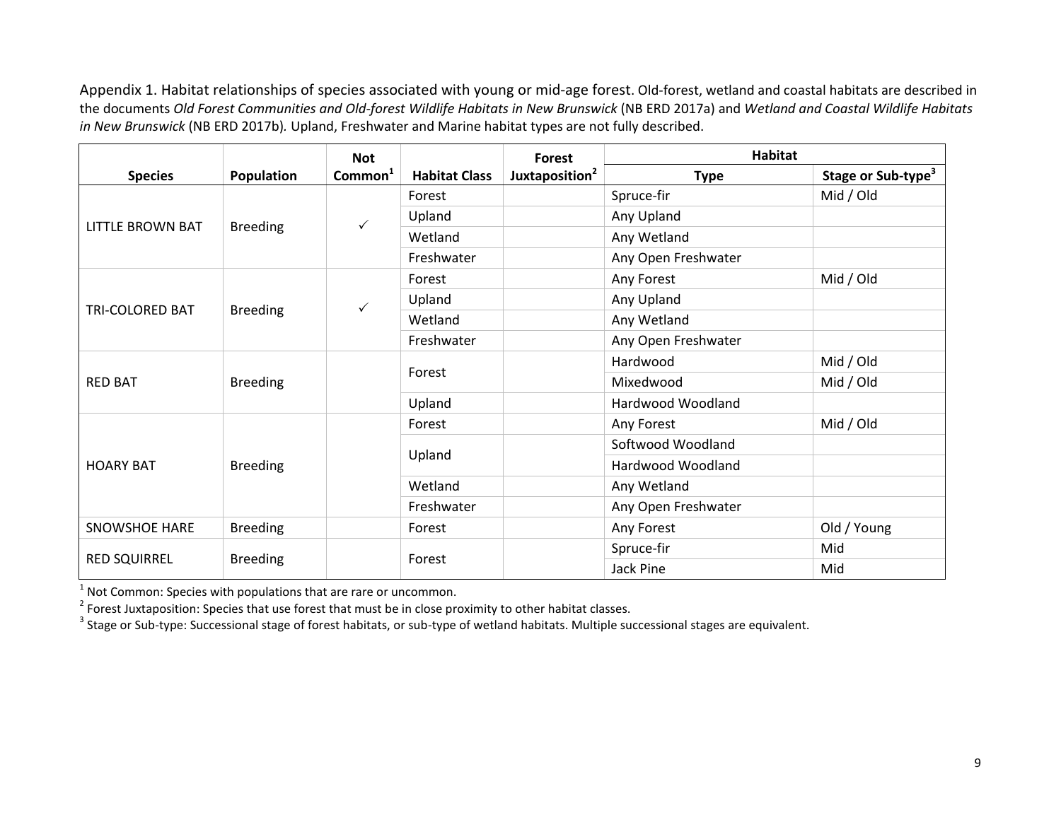Appendix 1. Habitat relationships of species associated with young or mid-age forest. Old-forest, wetland and coastal habitats are described in the documents *Old Forest Communities and Old-forest Wildlife Habitats in New Brunswick* (NB ERD 2017a) and *Wetland and Coastal Wildlife Habitats in New Brunswick* (NB ERD 2017b). Upland, Freshwater and Marine habitat types are not fully described.

| Species | Population | Not Common[1] | Habitat Class | Forest Juxtaposition[2] | Habitat | |
|---|---|---|---|---|---|---|
| | | | | | Type | Stage or Sub-type[3] |
| LITTLE BROWN BAT | Breeding | ✓ | Forest | | Spruce-fir | Mid / Old |
| | | | Upland | | Any Upland | |
| | | | Wetland | | Any Wetland | |
| | | | Freshwater | | Any Open Freshwater | |
| TRI-COLORED BAT | Breeding | ✓ | Forest | | Any Forest | Mid / Old |
| | | | Upland | | Any Upland | |
| | | | Wetland | | Any Wetland | |
| | | | Freshwater | | Any Open Freshwater | |
| RED BAT | Breeding | | Forest | | Hardwood | Mid / Old |
| | | | | | Mixedwood | Mid / Old |
| | | | Upland | | Hardwood Woodland | |
| HOARY BAT | Breeding | | Forest | | Any Forest | Mid / Old |
| | | | Upland | | Softwood Woodland | |
| | | | | | Hardwood Woodland | |
| | | | Wetland | | Any Wetland | |
| | | | Freshwater | | Any Open Freshwater | |
| SNOWSHOE HARE | Breeding | | Forest | | Any Forest | Old / Young |
| RED SQUIRREL | Breeding | | Forest | | Spruce-fir | Mid |
| | | | | | Jack Pine | Mid |

[1] Not Common: Species with populations that are rare or uncommon.
[2] Forest Juxtaposition: Species that use forest that must be in close proximity to other habitat classes.
[3] Stage or Sub-type: Successional stage of forest habitats, or sub-type of wetland habitats. Multiple successional stages are equivalent.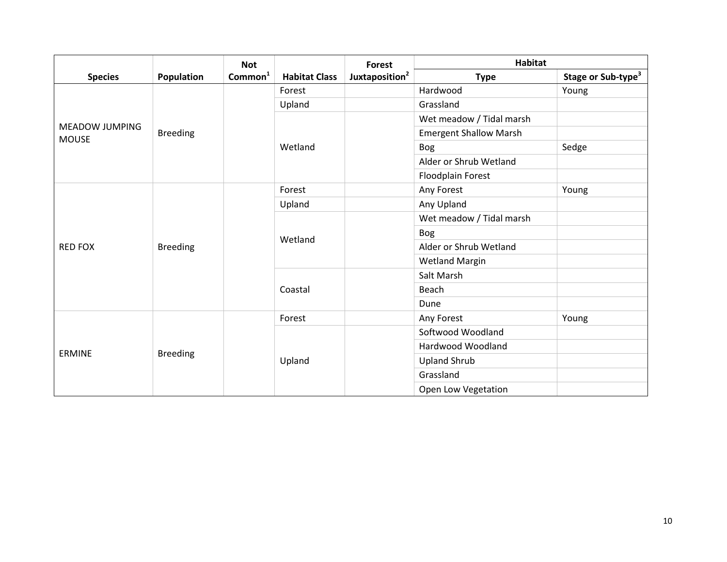| Species | Population | Not Common[1] | Habitat Class | Forest Juxtaposition[2] | Habitat Type | Habitat Stage or Sub-type[3] |
|---|---|---|---|---|---|---|
| MEADOW JUMPING MOUSE | Breeding | | Forest | | Hardwood | Young |
| | | | Upland | | Grassland | |
| | | | Wetland | | Wet meadow / Tidal marsh | |
| | | | | | Emergent Shallow Marsh | |
| | | | | | Bog | Sedge |
| | | | | | Alder or Shrub Wetland | |
| | | | | | Floodplain Forest | |
| RED FOX | Breeding | | Forest | | Any Forest | Young |
| | | | Upland | | Any Upland | |
| | | | Wetland | | Wet meadow / Tidal marsh | |
| | | | | | Bog | |
| | | | | | Alder or Shrub Wetland | |
| | | | | | Wetland Margin | |
| | | | Coastal | | Salt Marsh | |
| | | | | | Beach | |
| | | | | | Dune | |
| ERMINE | Breeding | | Forest | | Any Forest | Young |
| | | | Upland | | Softwood Woodland | |
| | | | | | Hardwood Woodland | |
| | | | | | Upland Shrub | |
| | | | | | Grassland | |
| | | | | | Open Low Vegetation | |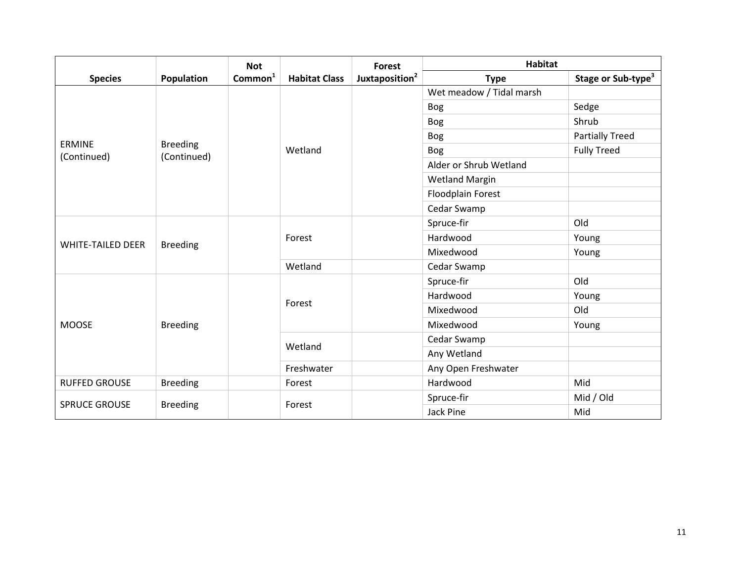| Species | Population | Not Common[1] | Habitat Class | Forest Juxtaposition[2] | Habitat Type | Habitat Stage or Sub-type[3] |
|---|---|---|---|---|---|---|
| ERMINE (Continued) | Breeding (Continued) | | Wetland | | Wet meadow / Tidal marsh | |
| | | | | | Bog | Sedge |
| | | | | | Bog | Shrub |
| | | | | | Bog | Partially Treed |
| | | | | | Bog | Fully Treed |
| | | | | | Alder or Shrub Wetland | |
| | | | | | Wetland Margin | |
| | | | | | Floodplain Forest | |
| | | | | | Cedar Swamp | |
| WHITE-TAILED DEER | Breeding | | Forest | | Spruce-fir | Old |
| | | | | | Hardwood | Young |
| | | | | | Mixedwood | Young |
| | | | Wetland | | Cedar Swamp | |
| MOOSE | Breeding | | Forest | | Spruce-fir | Old |
| | | | | | Hardwood | Young |
| | | | | | Mixedwood | Old |
| | | | | | Mixedwood | Young |
| | | | Wetland | | Cedar Swamp | |
| | | | | | Any Wetland | |
| | | | Freshwater | | Any Open Freshwater | |
| RUFFED GROUSE | Breeding | | Forest | | Hardwood | Mid |
| SPRUCE GROUSE | Breeding | | Forest | | Spruce-fir | Mid / Old |
| | | | | | Jack Pine | Mid |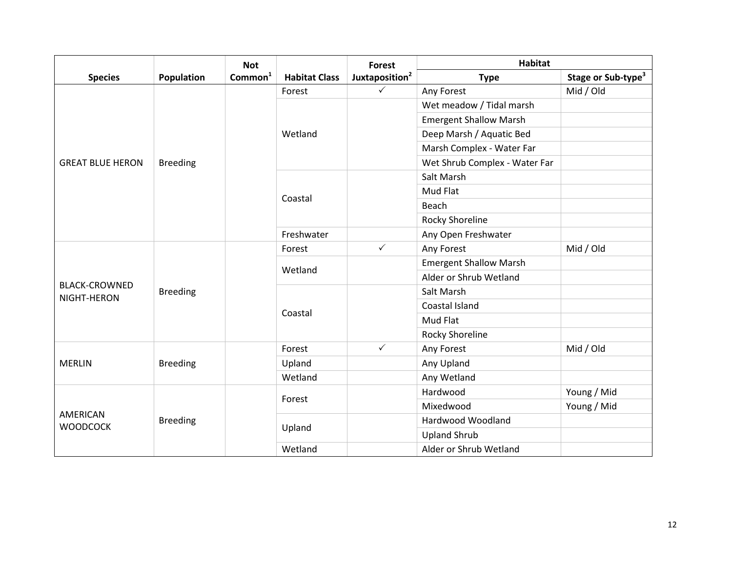| Species | Population | Not Common[1] | Habitat Class | Forest Juxtaposition[2] | Habitat Type | Habitat Stage or Sub-type[3] |
|---|---|---|---|---|---|---|
| GREAT BLUE HERON | Breeding | | Forest | ✓ | Any Forest | Mid / Old |
| | | | Wetland | | Wet meadow / Tidal marsh | |
| | | | | | Emergent Shallow Marsh | |
| | | | | | Deep Marsh / Aquatic Bed | |
| | | | | | Marsh Complex - Water Far | |
| | | | | | Wet Shrub Complex - Water Far | |
| | | | Coastal | | Salt Marsh | |
| | | | | | Mud Flat | |
| | | | | | Beach | |
| | | | | | Rocky Shoreline | |
| | | | Freshwater | | Any Open Freshwater | |
| BLACK-CROWNED NIGHT-HERON | Breeding | | Forest | ✓ | Any Forest | Mid / Old |
| | | | Wetland | | Emergent Shallow Marsh | |
| | | | | | Alder or Shrub Wetland | |
| | | | Coastal | | Salt Marsh | |
| | | | | | Coastal Island | |
| | | | | | Mud Flat | |
| | | | | | Rocky Shoreline | |
| MERLIN | Breeding | | Forest | ✓ | Any Forest | Mid / Old |
| | | | Upland | | Any Upland | |
| | | | Wetland | | Any Wetland | |
| AMERICAN WOODCOCK | Breeding | | Forest | | Hardwood | Young / Mid |
| | | | | | Mixedwood | Young / Mid |
| | | | Upland | | Hardwood Woodland | |
| | | | | | Upland Shrub | |
| | | | Wetland | | Alder or Shrub Wetland | |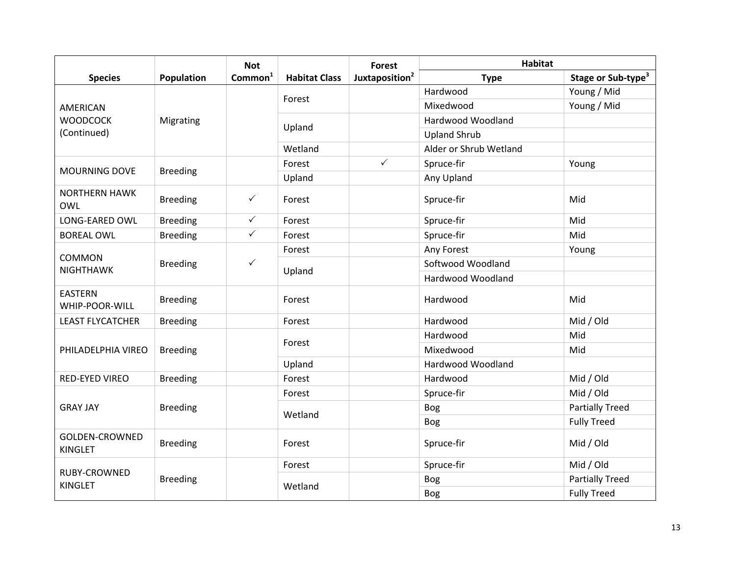| Species | Population | Not Common[1] | Habitat Class | Forest Juxtaposition[2] | Habitat | |
|---|---|---|---|---|---|---|
| | | | | | Type | Stage or Sub-type[3] |
| AMERICAN WOODCOCK (Continued) | Migrating | | Forest | | Hardwood | Young / Mid |
| | | | | | Mixedwood | Young / Mid |
| | | | Upland | | Hardwood Woodland | |
| | | | | | Upland Shrub | |
| | | | Wetland | | Alder or Shrub Wetland | |
| MOURNING DOVE | Breeding | | Forest | ✓ | Spruce-fir | Young |
| | | | Upland | | Any Upland | |
| NORTHERN HAWK OWL | Breeding | ✓ | Forest | | Spruce-fir | Mid |
| LONG-EARED OWL | Breeding | ✓ | Forest | | Spruce-fir | Mid |
| BOREAL OWL | Breeding | ✓ | Forest | | Spruce-fir | Mid |
| COMMON NIGHTHAWK | Breeding | ✓ | Forest | | Any Forest | Young |
| | | | Upland | | Softwood Woodland | |
| | | | | | Hardwood Woodland | |
| EASTERN WHIP-POOR-WILL | Breeding | | Forest | | Hardwood | Mid |
| LEAST FLYCATCHER | Breeding | | Forest | | Hardwood | Mid / Old |
| PHILADELPHIA VIREO | Breeding | | Forest | | Hardwood | Mid |
| | | | | | Mixedwood | Mid |
| | | | Upland | | Hardwood Woodland | |
| RED-EYED VIREO | Breeding | | Forest | | Hardwood | Mid / Old |
| GRAY JAY | Breeding | | Forest | | Spruce-fir | Mid / Old |
| | | | Wetland | | Bog | Partially Treed |
| | | | | | Bog | Fully Treed |
| GOLDEN-CROWNED KINGLET | Breeding | | Forest | | Spruce-fir | Mid / Old |
| RUBY-CROWNED KINGLET | Breeding | | Forest | | Spruce-fir | Mid / Old |
| | | | Wetland | | Bog | Partially Treed |
| | | | | | Bog | Fully Treed |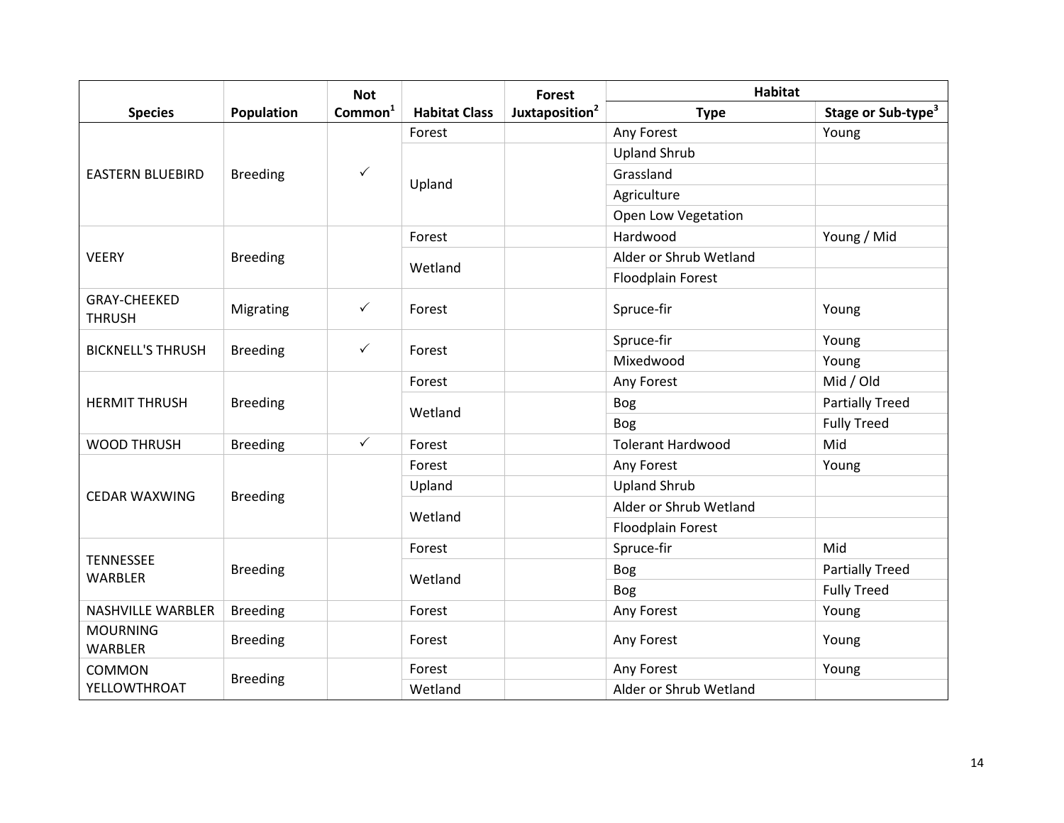| Species | Population | Not Common[1] | Habitat Class | Forest Juxtaposition[2] | Habitat | |
|---|---|---|---|---|---|---|
| | | | | | Type | Stage or Sub-type[3] |
| EASTERN BLUEBIRD | Breeding | ✓ | Forest | | Any Forest | Young |
| | | | Upland | | Upland Shrub | |
| | | | | | Grassland | |
| | | | | | Agriculture | |
| | | | | | Open Low Vegetation | |
| VEERY | Breeding | | Forest | | Hardwood | Young / Mid |
| | | | Wetland | | Alder or Shrub Wetland | |
| | | | | | Floodplain Forest | |
| GRAY-CHEEKED THRUSH | Migrating | ✓ | Forest | | Spruce-fir | Young |
| BICKNELL'S THRUSH | Breeding | ✓ | Forest | | Spruce-fir | Young |
| | | | | | Mixedwood | Young |
| HERMIT THRUSH | Breeding | | Forest | | Any Forest | Mid / Old |
| | | | Wetland | | Bog | Partially Treed |
| | | | | | Bog | Fully Treed |
| WOOD THRUSH | Breeding | ✓ | Forest | | Tolerant Hardwood | Mid |
| CEDAR WAXWING | Breeding | | Forest | | Any Forest | Young |
| | | | Upland | | Upland Shrub | |
| | | | Wetland | | Alder or Shrub Wetland | |
| | | | | | Floodplain Forest | |
| TENNESSEE WARBLER | Breeding | | Forest | | Spruce-fir | Mid |
| | | | Wetland | | Bog | Partially Treed |
| | | | | | Bog | Fully Treed |
| NASHVILLE WARBLER | Breeding | | Forest | | Any Forest | Young |
| MOURNING WARBLER | Breeding | | Forest | | Any Forest | Young |
| COMMON YELLOWTHROAT | Breeding | | Forest | | Any Forest | Young |
| | | | Wetland | | Alder or Shrub Wetland | |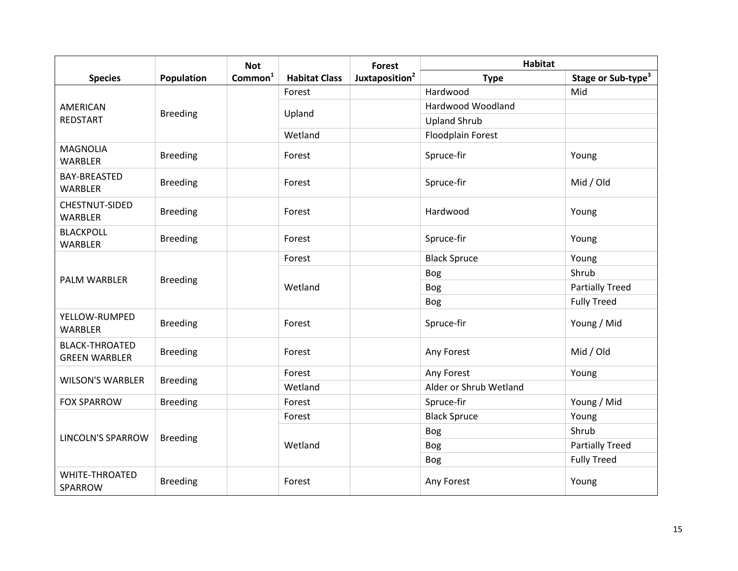| Species | Population | Not Common[1] | Habitat Class | Forest Juxtaposition[2] | Habitat | |
|---|---|---|---|---|---|---|
| | | | | | Type | Stage or Sub-type[3] |
| AMERICAN REDSTART | Breeding | | Forest | | Hardwood | Mid |
| | | | Upland | | Hardwood Woodland | |
| | | | | | Upland Shrub | |
| | | | Wetland | | Floodplain Forest | |
| MAGNOLIA WARBLER | Breeding | | Forest | | Spruce-fir | Young |
| BAY-BREASTED WARBLER | Breeding | | Forest | | Spruce-fir | Mid / Old |
| CHESTNUT-SIDED WARBLER | Breeding | | Forest | | Hardwood | Young |
| BLACKPOLL WARBLER | Breeding | | Forest | | Spruce-fir | Young |
| PALM WARBLER | Breeding | | Forest | | Black Spruce | Young |
| | | | Wetland | | Bog | Shrub |
| | | | | | Bog | Partially Treed |
| | | | | | Bog | Fully Treed |
| YELLOW-RUMPED WARBLER | Breeding | | Forest | | Spruce-fir | Young / Mid |
| BLACK-THROATED GREEN WARBLER | Breeding | | Forest | | Any Forest | Mid / Old |
| WILSON'S WARBLER | Breeding | | Forest | | Any Forest | Young |
| | | | Wetland | | Alder or Shrub Wetland | |
| FOX SPARROW | Breeding | | Forest | | Spruce-fir | Young / Mid |
| LINCOLN'S SPARROW | Breeding | | Forest | | Black Spruce | Young |
| | | | Wetland | | Bog | Shrub |
| | | | | | Bog | Partially Treed |
| | | | | | Bog | Fully Treed |
| WHITE-THROATED SPARROW | Breeding | | Forest | | Any Forest | Young |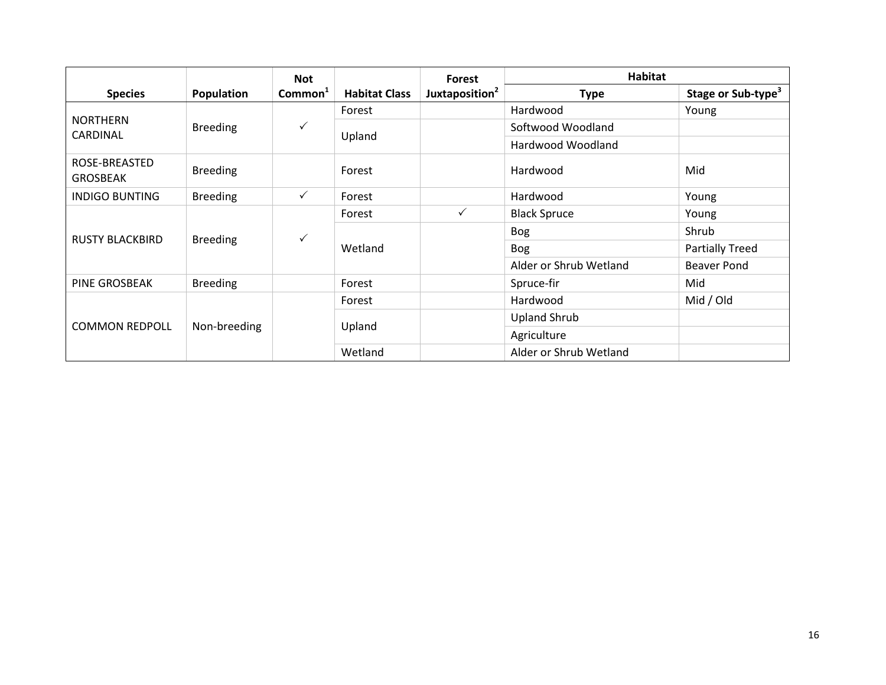| Species | Population | Not Common[1] | Habitat Class | Forest Juxtaposition[2] | Habitat | |
|---|---|---|---|---|---|---|
| | | | | | Type | Stage or Sub-type[3] |
| NORTHERN CARDINAL | Breeding | ✓ | Forest | | Hardwood | Young |
| | | | Upland | | Softwood Woodland | |
| | | | | | Hardwood Woodland | |
| ROSE-BREASTED GROSBEAK | Breeding | | Forest | | Hardwood | Mid |
| INDIGO BUNTING | Breeding | ✓ | Forest | | Hardwood | Young |
| RUSTY BLACKBIRD | Breeding | ✓ | Forest | ✓ | Black Spruce | Young |
| | | | Wetland | | Bog | Shrub |
| | | | | | Bog | Partially Treed |
| | | | | | Alder or Shrub Wetland | Beaver Pond |
| PINE GROSBEAK | Breeding | | Forest | | Spruce-fir | Mid |
| COMMON REDPOLL | Non-breeding | | Forest | | Hardwood | Mid / Old |
| | | | Upland | | Upland Shrub | |
| | | | | | Agriculture | |
| | | | Wetland | | Alder or Shrub Wetland | |